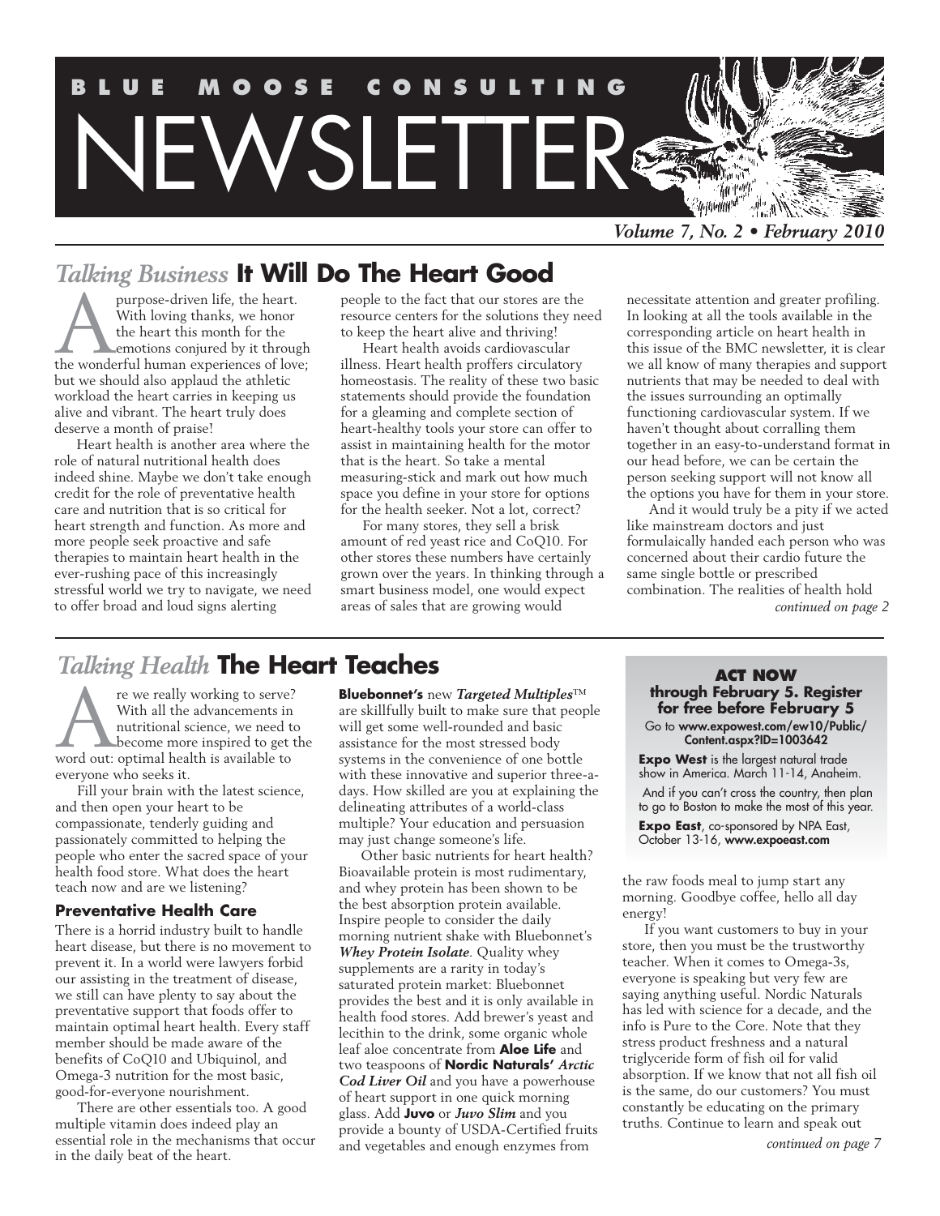# BLUE MOOSE CONSULTING NEWSLETTER

*Volume 7, No. 2 • February 2010*

## *Talking Business* It Will Do The Heart Good

A purpose-driven life, the heart. With loving thanks, we honor the heart this month for the emotions conjured by it through the wonderful human experiences of love; but we should also applaud the athletic workload the heart carries in keeping us alive and vibrant. The heart truly does deserve a month of praise!

Heart health is another area where the role of natural nutritional health does indeed shine. Maybe we don't take enough credit for the role of preventative health care and nutrition that is so critical for heart strength and function. As more and more people seek proactive and safe therapies to maintain heart health in the ever-rushing pace of this increasingly stressful world we try to navigate, we need to offer broad and loud signs alerting people to the fact that our stores are the resource centers for the solutions they need to keep the heart alive and thriving!

Heart health avoids cardiovascular illness. Heart health proffers circulatory homeostasis. The reality of these two basic statements should provide the foundation for a gleaming and complete section of heart-healthy tools your store can offer to assist in maintaining health for the motor that is the heart. So take a mental measuring-stick and mark out how much space you define in your store for options for the health seeker. Not a lot, correct?

For many stores, they sell a brisk amount of red yeast rice and CoQ10. For other stores these numbers have certainly grown over the years. In thinking through a smart business model, one would expect areas of sales that are growing would necessitate attention and greater profiling. In looking at all the tools available in the corresponding article on heart health in this issue of the BMC newsletter, it is clear we all know of many therapies and support nutrients that may be needed to deal with the issues surrounding an optimally functioning cardiovascular system. If we haven't thought about corralling them together in an easy-to-understand format in our head before, we can be certain the person seeking support will not know all the options you have for them in your store.

And it would truly be a pity if we acted like mainstream doctors and just formulaically handed each person who was concerned about their cardio future the same single bottle or prescribed combination. The realities of health hold

*continued on page 2*

## *Talking Health* The Heart Teaches

Are we really working to serve? With all the advancements in nutritional science, we need to become more inspired to get the word out: optimal health is available to everyone who seeks it.

Fill your brain with the latest science, and then open your heart to be compassionate, tenderly guiding and passionately committed to helping the people who enter the sacred space of your health food store. What does the heart teach now and are we listening?

### Preventative Health Care

There is a horrid industry built to handle heart disease, but there is no movement to prevent it. In a world were lawyers forbid our assisting in the treatment of disease, we still can have plenty to say about the preventative support that foods offer to maintain optimal heart health. Every staff member should be made aware of the benefits of CoQ10 and Ubiquinol, and Omega-3 nutrition for the most basic, good-for-everyone nourishment.

There are other essentials too. A good multiple vitamin does indeed play an essential role in the mechanisms that occur in the daily beat of the heart. **Bluebonnet's** new ***Targeted Multiples***™ are skillfully built to make sure that people will get some well-rounded and basic assistance for the most stressed body systems in the convenience of one bottle with these innovative and superior three-a-days. How skilled are you at explaining the delineating attributes of a world-class multiple? Your education and persuasion may just change someone's life.

Other basic nutrients for heart health? Bioavailable protein is most rudimentary, and whey protein has been shown to be the best absorption protein available. Inspire people to consider the daily morning nutrient shake with Bluebonnet's ***Whey Protein Isolate***. Quality whey supplements are a rarity in today's saturated protein market: Bluebonnet provides the best and it is only available in health food stores. Add brewer's yeast and lecithin to the drink, some organic whole leaf aloe concentrate from **Aloe Life** and two teaspoons of **Nordic Naturals'** ***Arctic Cod Liver Oil*** and you have a powerhouse of heart support in one quick morning glass. Add **Juvo** or ***Juvo Slim*** and you provide a bounty of USDA-Certified fruits and vegetables and enough enzymes from the raw foods meal to jump start any morning. Goodbye coffee, hello all day energy!

If you want customers to buy in your store, then you must be the trustworthy teacher. When it comes to Omega-3s, everyone is speaking but very few are saying anything useful. Nordic Naturals has led with science for a decade, and the info is Pure to the Core. Note that they stress product freshness and a natural triglyceride form of fish oil for valid absorption. If we know that not all fish oil is the same, do our customers? You must constantly be educating on the primary truths. Continue to learn and speak out

*continued on page 7*

---

**ACT NOW through February 5. Register for free before February 5**

Go to **www.expowest.com/ew10/Public/Content.aspx?ID=1003642**

**Expo West** is the largest natural trade show in America. March 11-14, Anaheim.

And if you can't cross the country, then plan to go to Boston to make the most of this year.

**Expo East**, co-sponsored by NPA East, October 13-16, **www.expoeast.com**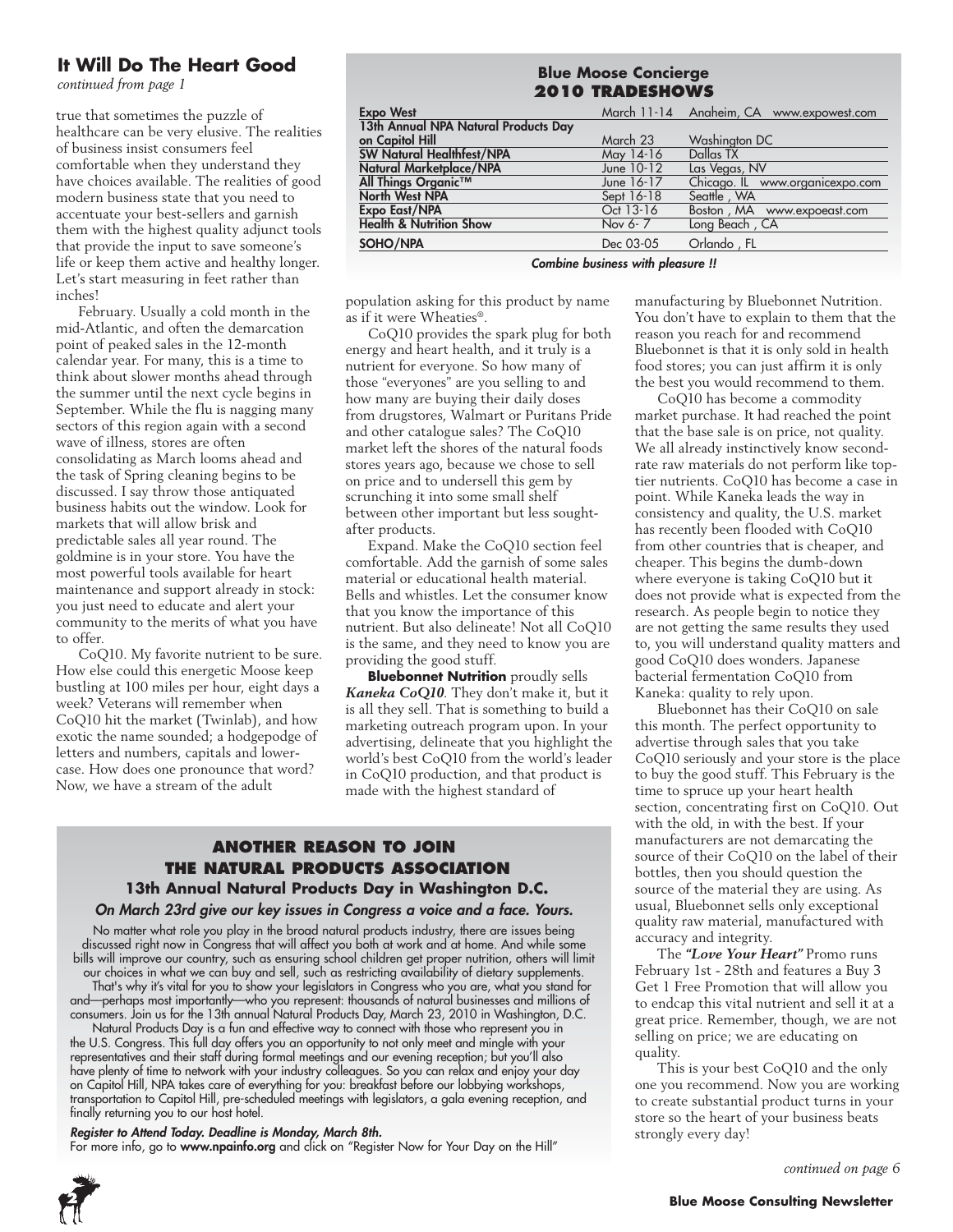## It Will Do The Heart Good

*continued from page 1*

true that sometimes the puzzle of healthcare can be very elusive. The realities of business insist consumers feel comfortable when they understand they have choices available. The realities of good modern business state that you need to accentuate your best-sellers and garnish them with the highest quality adjunct tools that provide the input to save someone's life or keep them active and healthy longer. Let's start measuring in feet rather than inches!

February. Usually a cold month in the mid-Atlantic, and often the demarcation point of peaked sales in the 12-month calendar year. For many, this is a time to think about slower months ahead through the summer until the next cycle begins in September. While the flu is nagging many sectors of this region again with a second wave of illness, stores are often consolidating as March looms ahead and the task of Spring cleaning begins to be discussed. I say throw those antiquated business habits out the window. Look for markets that will allow brisk and predictable sales all year round. The goldmine is in your store. You have the most powerful tools available for heart maintenance and support already in stock: you just need to educate and alert your community to the merits of what you have to offer.

CoQ10. My favorite nutrient to be sure. How else could this energetic Moose keep bustling at 100 miles per hour, eight days a week? Veterans will remember when CoQ10 hit the market (Twinlab), and how exotic the name sounded; a hodgepodge of letters and numbers, capitals and lowercase. How does one pronounce that word? Now, we have a stream of the adult population asking for this product by name as if it were Wheaties®.

CoQ10 provides the spark plug for both energy and heart health, and it truly is a nutrient for everyone. So how many of those "everyones" are you selling to and how many are buying their daily doses from drugstores, Walmart or Puritans Pride and other catalogue sales? The CoQ10 market left the shores of the natural foods stores years ago, because we chose to sell on price and to undersell this gem by scrunching it into some small shelf between other important but less sought-after products.

Expand. Make the CoQ10 section feel comfortable. Add the garnish of some sales material or educational health material. Bells and whistles. Let the consumer know that you know the importance of this nutrient. But also delineate! Not all CoQ10 is the same, and they need to know you are providing the good stuff.

**Bluebonnet Nutrition** proudly sells ***Kaneka CoQ10***. They don't make it, but it is all they sell. That is something to build a marketing outreach program upon. In your advertising, delineate that you highlight the world's best CoQ10 from the world's leader in CoQ10 production, and that product is made with the highest standard of manufacturing by Bluebonnet Nutrition. You don't have to explain to them that the reason you reach for and recommend Bluebonnet is that it is only sold in health food stores; you can just affirm it is only the best you would recommend to them.

CoQ10 has become a commodity market purchase. It had reached the point that the base sale is on price, not quality. We all already instinctively know second-rate raw materials do not perform like top-tier nutrients. CoQ10 has become a case in point. While Kaneka leads the way in consistency and quality, the U.S. market has recently been flooded with CoQ10 from other countries that is cheaper, and cheaper. This begins the dumb-down where everyone is taking CoQ10 but it does not provide what is expected from the research. As people begin to notice they are not getting the same results they used to, you will understand quality matters and good CoQ10 does wonders. Japanese bacterial fermentation CoQ10 from Kaneka: quality to rely upon.

Bluebonnet has their CoQ10 on sale this month. The perfect opportunity to advertise through sales that you take CoQ10 seriously and your store is the place to buy the good stuff. This February is the time to spruce up your heart health section, concentrating first on CoQ10. Out with the old, in with the best. If your manufacturers are not demarcating the source of their CoQ10 on the label of their bottles, then you should question the source of the material they are using. As usual, Bluebonnet sells only exceptional quality raw material, manufactured with accuracy and integrity.

The ***"Love Your Heart"*** Promo runs February 1st - 28th and features a Buy 3 Get 1 Free Promotion that will allow you to endcap this vital nutrient and sell it at a great price. Remember, though, we are not selling on price; we are educating on quality.

This is your best CoQ10 and the only one you recommend. Now you are working to create substantial product turns in your store so the heart of your business beats strongly every day!

*continued on page 6*

### Blue Moose Concierge 2010 TRADESHOWS

| Show | Dates | Location |
|---|---|---|
| **Expo West** | March 11-14 | Anaheim, CA www.expowest.com |
| **13th Annual NPA Natural Products Day on Capitol Hill** | March 23 | Washington DC |
| **SW Natural Healthfest/NPA** | May 14-16 | Dallas TX |
| **Natural Marketplace/NPA** | June 10-12 | Las Vegas, NV |
| **All Things Organic™** | June 16-17 | Chicago. IL www.organicexpo.com |
| **North West NPA** | Sept 16-18 | Seattle , WA |
| **Expo East/NPA** | Oct 13-16 | Boston , MA www.expoeast.com |
| **Health & Nutrition Show** | Nov 6- 7 | Long Beach , CA |
| **SOHO/NPA** | Dec 03-05 | Orlando , FL |

***Combine business with pleasure !!***

### ANOTHER REASON TO JOIN THE NATURAL PRODUCTS ASSOCIATION

**13th Annual Natural Products Day in Washington D.C.**

***On March 23rd give our key issues in Congress a voice and a face. Yours.***

No matter what role you play in the broad natural products industry, there are issues being discussed right now in Congress that will affect you both at work and at home. And while some bills will improve our country, such as ensuring school children get proper nutrition, others will limit our choices in what we can buy and sell, such as restricting availability of dietary supplements.

That's why it's vital for you to show your legislators in Congress who you are, what you stand for and—perhaps most importantly—who you represent: thousands of natural businesses and millions of consumers. Join us for the 13th annual Natural Products Day, March 23, 2010 in Washington, D.C.

Natural Products Day is a fun and effective way to connect with those who represent you in the U.S. Congress. This full day offers you an opportunity to not only meet and mingle with your representatives and their staff during formal meetings and our evening reception; but you'll also have plenty of time to network with your industry colleagues. So you can relax and enjoy your day on Capitol Hill, NPA takes care of everything for you: breakfast before our lobbying workshops, transportation to Capitol Hill, pre-scheduled meetings with legislators, a gala evening reception, and finally returning you to our host hotel.

***Register to Attend Today. Deadline is Monday, March 8th.***
For more info, go to **www.npainfo.org** and click on "Register Now for Your Day on the Hill"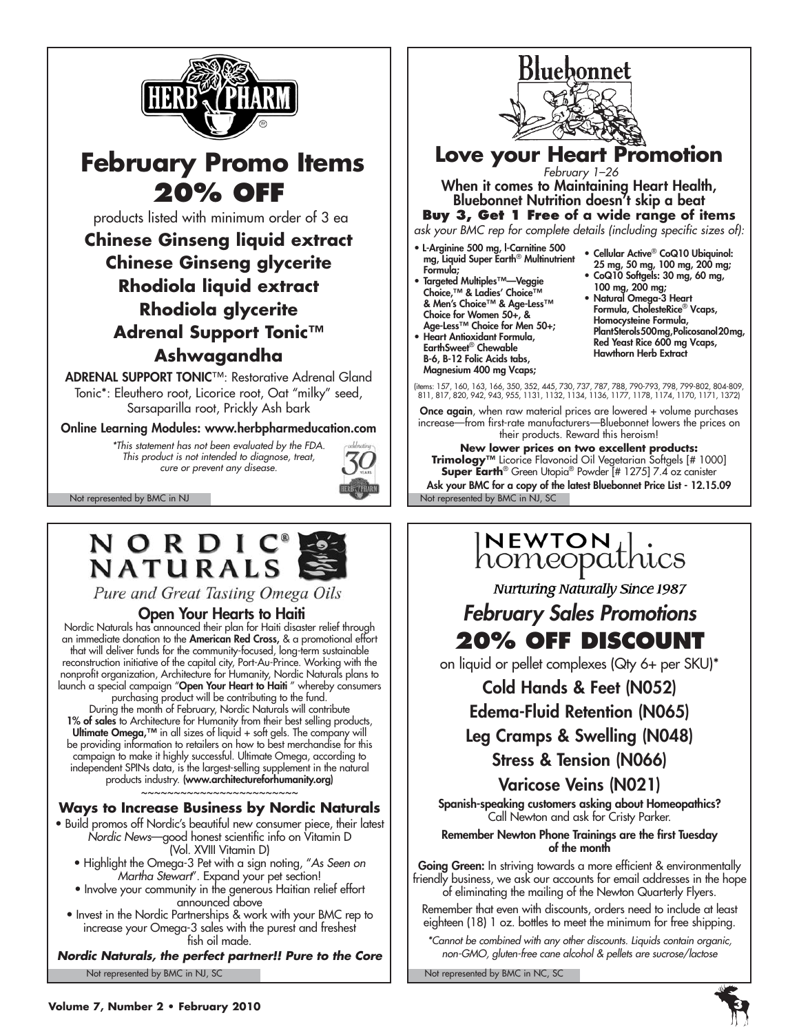# HERB PHARM

## February Promo Items 20% OFF

products listed with minimum order of 3 ea

**Chinese Ginseng liquid extract**

**Chinese Ginseng glycerite**

**Rhodiola liquid extract**

**Rhodiola glycerite**

**Adrenal Support Tonic™**

**Ashwagandha**

**ADRENAL SUPPORT TONIC**™: Restorative Adrenal Gland Tonic*: Eleuthero root, Licorice root, Oat "milky" seed, Sarsaparilla root, Prickly Ash bark

**Online Learning Modules: www.herbpharmeducation.com**

*\*This statement has not been evaluated by the FDA. This product is not intended to diagnose, treat, cure or prevent any disease.*

Not represented by BMC in NJ

---

# Bluebonnet

## Love your Heart Promotion

*February 1–26*

**When it comes to Maintaining Heart Health, Bluebonnet Nutrition doesn't skip a beat**

**Buy 3, Get 1 Free of a wide range of items**

*ask your BMC rep for complete details (including specific sizes of):*

- L-Arginine 500 mg, l-Carnitine 500 mg, Liquid Super Earth® Multinutrient Formula;
- Targeted Multiples™—Veggie Choice,™ & Ladies' Choice™ & Men's Choice™ & Age-Less™ Choice for Women 50+, & Age-Less™ Choice for Men 50+;
- Heart Antioxidant Formula, EarthSweet® Chewable B-6, B-12 Folic Acids tabs, Magnesium 400 mg Vcaps;
- Cellular Active® CoQ10 Ubiquinol: 25 mg, 50 mg, 100 mg, 200 mg;
- CoQ10 Softgels: 30 mg, 60 mg, 100 mg, 200 mg;
- Natural Omega-3 Heart Formula, CholesteRice® Vcaps, Homocysteine Formula, PlantSterols500mg,Policosanol20mg, Red Yeast Rice 600 mg Vcaps, Hawthorn Herb Extract

(items: 157, 160, 163, 166, 350, 352, 445, 730, 737, 787, 788, 790-793, 798, 799-802, 804-809, 811, 817, 820, 942, 943, 955, 1131, 1132, 1134, 1136, 1177, 1178, 1174, 1170, 1171, 1372)

**Once again**, when raw material prices are lowered + volume purchases increase—from first-rate manufacturers—Bluebonnet lowers the prices on their products. Reward this heroism!

**New lower prices on two excellent products:**

**Trimology™** Licorice Flavonoid Oil Vegetarian Softgels [# 1000]
**Super Earth®** Green Utopia® Powder [# 1275] 7.4 oz canister

**Ask your BMC for a copy of the latest Bluebonnet Price List - 12.15.09**

Not represented by BMC in NJ, SC

---

# NORDIC® NATURALS

*Pure and Great Tasting Omega Oils*

## Open Your Hearts to Haiti

Nordic Naturals has announced their plan for Haiti disaster relief through an immediate donation to the **American Red Cross,** & a promotional effort that will deliver funds for the community-focused, long-term sustainable reconstruction initiative of the capital city, Port-Au-Prince. Working with the nonprofit organization, Architecture for Humanity, Nordic Naturals plans to launch a special campaign "**Open Your Heart to Haiti** " whereby consumers purchasing product will be contributing to the fund.

During the month of February, Nordic Naturals will contribute **1% of sales** to Architecture for Humanity from their best selling products, **Ultimate Omega,™** in all sizes of liquid + soft gels. The company will be providing information to retailers on how to best merchandise for this campaign to make it highly successful. Ultimate Omega, according to independent SPINs data, is the largest-selling supplement in the natural products industry. **(www.architectureforhumanity.org)**

~~~~~~~~~~~~~~~~~~~~~~~~

### Ways to Increase Business by Nordic Naturals

- Build promos off Nordic's beautiful new consumer piece, their latest *Nordic News*—good honest scientific info on Vitamin D (Vol. XVIII Vitamin D)
- Highlight the Omega-3 Pet with a sign noting, "*As Seen on Martha Stewart*". Expand your pet section!
- Involve your community in the generous Haitian relief effort announced above
- Invest in the Nordic Partnerships & work with your BMC rep to increase your Omega-3 sales with the purest and freshest fish oil made.

***Nordic Naturals, the perfect partner!! Pure to the Core***

Not represented by BMC in NJ, SC

---

# NEWTON homeopathics

*Nurturing Naturally Since 1987*

## *February Sales Promotions*

## 20% OFF DISCOUNT

on liquid or pellet complexes (Qty 6+ per SKU)*

Cold Hands & Feet (N052)

Edema-Fluid Retention (N065)

Leg Cramps & Swelling (N048)

Stress & Tension (N066)

Varicose Veins (N021)

**Spanish-speaking customers asking about Homeopathics?** Call Newton and ask for Cristy Parker.

**Remember Newton Phone Trainings are the first Tuesday of the month**

**Going Green:** In striving towards a more efficient & environmentally friendly business, we ask our accounts for email addresses in the hope of eliminating the mailing of the Newton Quarterly Flyers.

Remember that even with discounts, orders need to include at least eighteen (18) 1 oz. bottles to meet the minimum for free shipping.

*\*Cannot be combined with any other discounts. Liquids contain organic, non-GMO, gluten-free cane alcohol & pellets are sucrose/lactose*

Not represented by BMC in NC, SC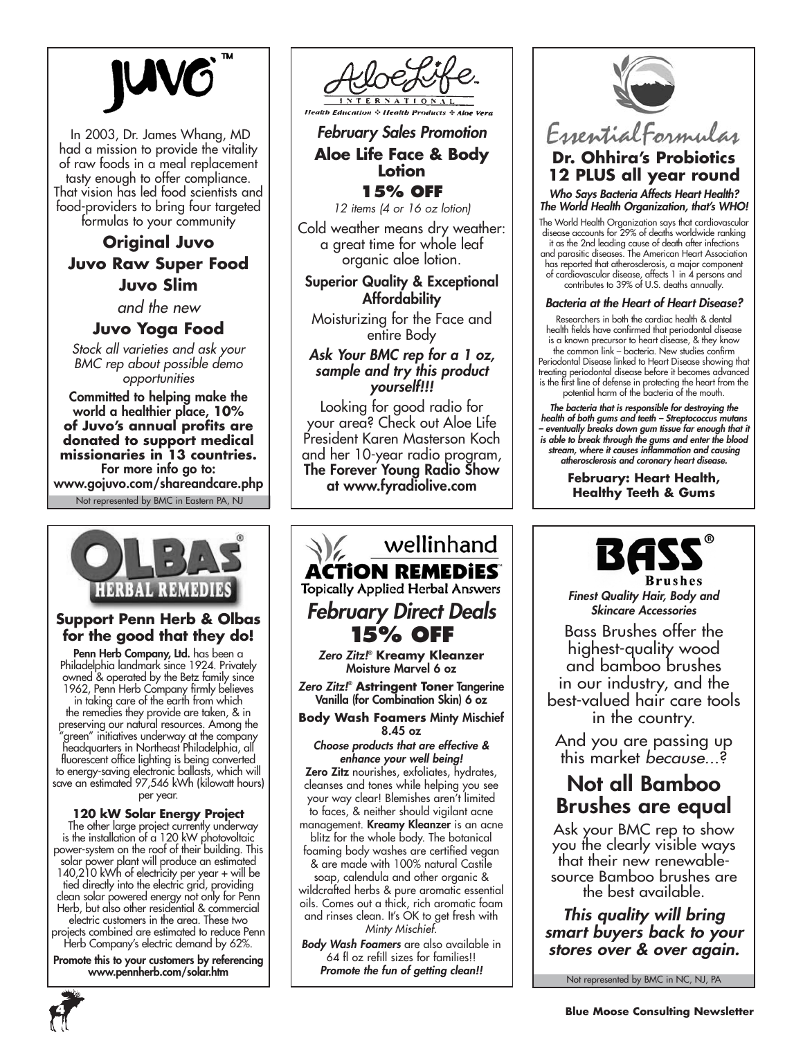# JUVO™

In 2003, Dr. James Whang, MD had a mission to provide the vitality of raw foods in a meal replacement tasty enough to offer compliance. That vision has led food scientists and food-providers to bring four targeted formulas to your community

**Original Juvo**

**Juvo Raw Super Food**

**Juvo Slim**

*and the new*

**Juvo Yoga Food**

*Stock all varieties and ask your BMC rep about possible demo opportunities*

**Committed to helping make the world a healthier place, 10% of Juvo's annual profits are donated to support medical missionaries in 13 countries.**
**For more info go to: www.gojuvo.com/shareandcare.php**

Not represented by BMC in Eastern PA, NJ

# AloeLife International

Health Education ❖ Health Products ❖ Aloe Vera

***February Sales Promotion***

**Aloe Life Face & Body Lotion**

**15% OFF**

*12 items (4 or 16 oz lotion)*

Cold weather means dry weather: a great time for whole leaf organic aloe lotion.

**Superior Quality & Exceptional Affordability**

Moisturizing for the Face and entire Body

***Ask Your BMC rep for a 1 oz, sample and try this product yourself!!!***

Looking for good radio for your area? Check out Aloe Life President Karen Masterson Koch and her 10-year radio program, **The Forever Young Radio Show at www.fyradiolive.com**

# Essential Formulas

## Dr. Ohhira's Probiotics 12 PLUS all year round

***Who Says Bacteria Affects Heart Health? The World Health Organization, that's WHO!***

The World Health Organization says that cardiovascular disease accounts for 29% of deaths worldwide ranking it as the 2nd leading cause of death after infections and parasitic diseases. The American Heart Association has reported that atherosclerosis, a major component of cardiovascular disease, affects 1 in 4 persons and contributes to 39% of U.S. deaths annually.

***Bacteria at the Heart of Heart Disease?***

Researchers in both the cardiac health & dental health fields have confirmed that periodontal disease is a known precursor to heart disease, & they know the common link – bacteria. New studies confirm Periodontal Disease linked to Heart Disease showing that treating periodontal disease before it becomes advanced is the first line of defense in protecting the heart from the potential harm of the bacteria of the mouth.

***The bacteria that is responsible for destroying the health of both gums and teeth – Streptococcus mutans – eventually breaks down gum tissue far enough that it is able to break through the gums and enter the blood stream, where it causes inflammation and causing atherosclerosis and coronary heart disease.***

**February: Heart Health, Healthy Teeth & Gums**

# OLBAS® Herbal Remedies

## Support Penn Herb & Olbas for the good that they do!

**Penn Herb Company, Ltd.** has been a Philadelphia landmark since 1924. Privately owned & operated by the Betz family since 1962, Penn Herb Company firmly believes in taking care of the earth from which the remedies they provide are taken, & in preserving our natural resources. Among the "green" initiatives underway at the company headquarters in Northeast Philadelphia, all fluorescent office lighting is being converted to energy-saving electronic ballasts, which will save an estimated 97,546 kWh (kilowatt hours) per year.

**120 kW Solar Energy Project**

The other large project currently underway is the installation of a 120 kW photovoltaic power-system on the roof of their building. This solar power plant will produce an estimated 140,210 kWh of electricity per year + will be tied directly into the electric grid, providing clean solar powered energy not only for Penn Herb, but also other residential & commercial electric customers in the area. These two projects combined are estimated to reduce Penn Herb Company's electric demand by 62%.

**Promote this to your customers by referencing www.pennherb.com/solar.htm**

# wellinhand ACTiON REMEDiES™

Topically Applied Herbal Answers

## *February Direct Deals*

**15% OFF**

***Zero Zitz!*® Kreamy Kleanzer** Moisture Marvel 6 oz

***Zero Zitz!*® Astringent Toner** Tangerine Vanilla (for Combination Skin) 6 oz

**Body Wash Foamers** Minty Mischief 8.45 oz

***Choose products that are effective & enhance your well being!***

**Zero Zitz** nourishes, exfoliates, hydrates, cleanses and tones while helping you see your way clear! Blemishes aren't limited to faces, & neither should vigilant acne management. **Kreamy Kleanzer** is an acne blitz for the whole body. The botanical foaming body washes are certified vegan & are made with 100% natural Castile soap, calendula and other organic & wildcrafted herbs & pure aromatic essential oils. Comes out a thick, rich aromatic foam and rinses clean. It's OK to get fresh with *Minty Mischief.*

***Body Wash Foamers*** are also available in 64 fl oz refill sizes for families!!
***Promote the fun of getting clean!!***

# BASS® Brushes

***Finest Quality Hair, Body and Skincare Accessories***

Bass Brushes offer the highest-quality wood and bamboo brushes in our industry, and the best-valued hair care tools in the country.

And you are passing up this market *because...?*

## Not all Bamboo Brushes are equal

Ask your BMC rep to show you the clearly visible ways that their new renewable-source Bamboo brushes are the best available.

***This quality will bring smart buyers back to your stores over & over again.***

Not represented by BMC in NC, NJ, PA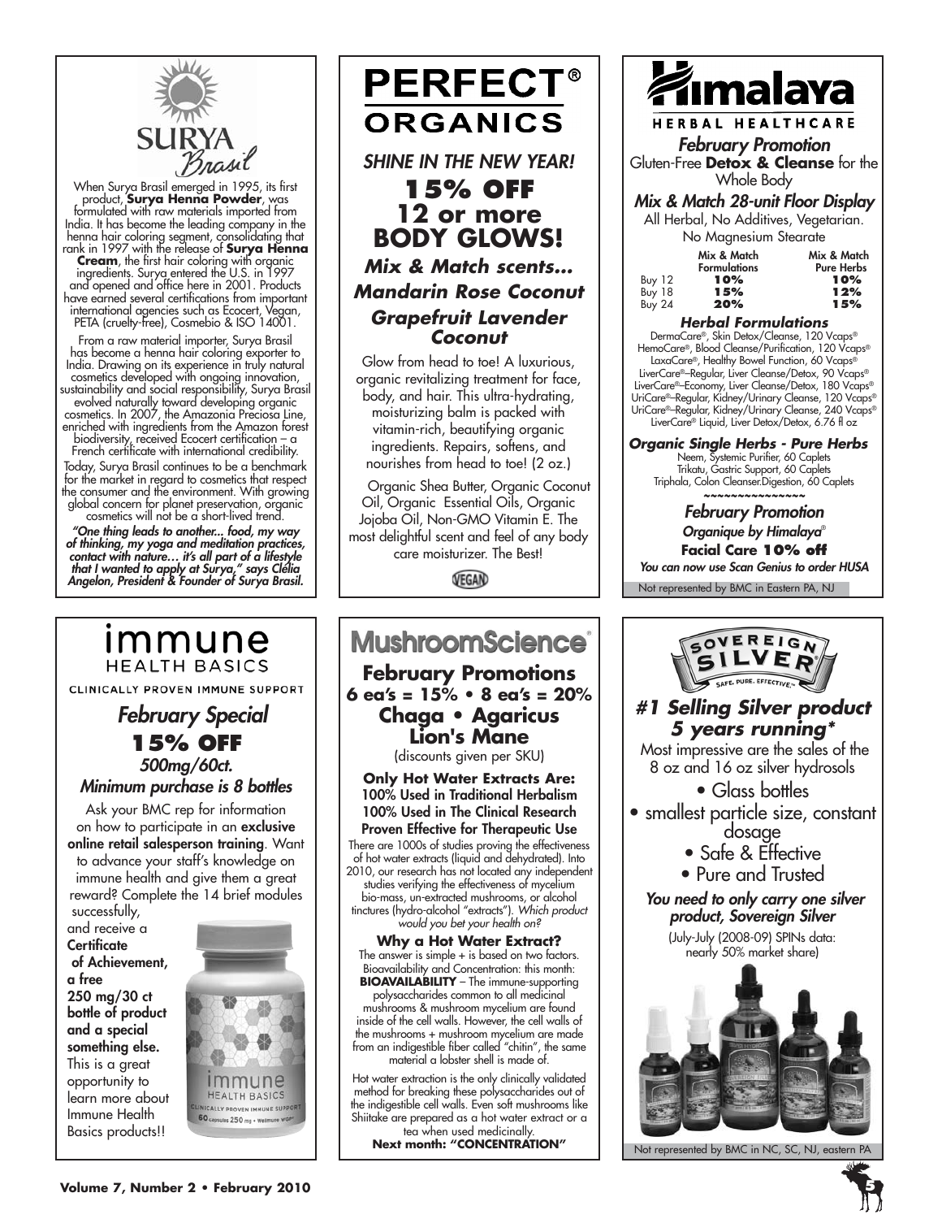# SURYA Brasil

When Surya Brasil emerged in 1995, its first product, **Surya Henna Powder**, was formulated with raw materials imported from India. It has become the leading company in the henna hair coloring segment, consolidating that rank in 1997 with the release of **Surya Henna Cream**, the first hair coloring with organic ingredients. Surya entered the U.S. in 1997 and opened and office here in 2001. Products have earned several certifications from important international agencies such as Ecocert, Vegan, PETA (cruelty-free), Cosmebio & ISO 14001.

From a raw material importer, Surya Brasil has become a henna hair coloring exporter to India. Drawing on its experience in truly natural cosmetics developed with ongoing innovation, sustainability and social responsibility, Surya Brasil evolved naturally toward developing organic cosmetics. In 2007, the Amazonia Preciosa Line, enriched with ingredients from the Amazon forest biodiversity, received Ecocert certification – a French certificate with international credibility.

Today, Surya Brasil continues to be a benchmark for the market in regard to cosmetics that respect the consumer and the environment. With growing global concern for planet preservation, organic cosmetics will not be a short-lived trend.

***"One thing leads to another... food, my way of thinking, my yoga and meditation practices, contact with nature… it's all part of a lifestyle that I wanted to apply at Surya," says Clélia Angelon, President & Founder of Surya Brasil.***

# PERFECT® ORGANICS

*SHINE IN THE NEW YEAR!*

## 15% OFF 12 or more BODY GLOWS!

***Mix & Match scents...***
***Mandarin Rose Coconut***
***Grapefruit Lavender Coconut***

Glow from head to toe! A luxurious, organic revitalizing treatment for face, body, and hair. This ultra-hydrating, moisturizing balm is packed with vitamin-rich, beautifying organic ingredients. Repairs, softens, and nourishes from head to toe! (2 oz.)

Organic Shea Butter, Organic Coconut Oil, Organic Essential Oils, Organic Jojoba Oil, Non-GMO Vitamin E. The most delightful scent and feel of any body care moisturizer. The Best!

VEGAN

# Himalaya HERBAL HEALTHCARE

***February Promotion***

Gluten-Free **Detox & Cleanse** for the Whole Body

***Mix & Match 28-unit Floor Display***

All Herbal, No Additives, Vegetarian. No Magnesium Stearate

| | Mix & Match Formulations | Mix & Match Pure Herbs |
|---|---|---|
| Buy 12 | **10%** | **10%** |
| Buy 18 | **15%** | **12%** |
| Buy 24 | **20%** | **15%** |

***Herbal Formulations***

DermaCare®, Skin Detox/Cleanse, 120 Vcaps®
HemoCare®, Blood Cleanse/Purification, 120 Vcaps®
LaxaCare®, Healthy Bowel Function, 60 Vcaps®
LiverCare®–Regular, Liver Cleanse/Detox, 90 Vcaps®
LiverCare®–Economy, Liver Cleanse/Detox, 180 Vcaps®
UriCare®–Regular, Kidney/Urinary Cleanse, 120 Vcaps®
UriCare®–Regular, Kidney/Urinary Cleanse, 240 Vcaps®
LiverCare® Liquid, Liver Detox/Detox, 6.76 fl oz

***Organic Single Herbs - Pure Herbs***

Neem, Systemic Purifier, 60 Caplets
Trikatu, Gastric Support, 60 Caplets
Triphala, Colon Cleanser.Digestion, 60 Caplets

~~~~~~~~~~~~~~~

***February Promotion***

***Organique by Himalaya®***

**Facial Care 10% off**

***You can now use Scan Genius to order HUSA***

Not represented by BMC in Eastern PA, NJ

# immune HEALTH BASICS

CLINICALLY PROVEN IMMUNE SUPPORT

## *February Special*
## 15% OFF
*500mg/60ct.*
*Minimum purchase is 8 bottles*

Ask your BMC rep for information on how to participate in an **exclusive online retail salesperson training**. Want to advance your staff's knowledge on immune health and give them a great reward? Complete the 14 brief modules successfully, and receive a **Certificate of Achievement, a free 250 mg/30 ct bottle of product and a special something else.** This is a great opportunity to learn more about Immune Health Basics products!!

# MushroomScience®

## February Promotions
**6 ea's = 15% • 8 ea's = 20%**

**Chaga • Agaricus Lion's Mane**

(discounts given per SKU)

**Only Hot Water Extracts Are:**
**100% Used in Traditional Herbalism**
**100% Used in The Clinical Research**
**Proven Effective for Therapeutic Use**

There are 1000s of studies proving the effectiveness of hot water extracts (liquid and dehydrated). Into 2010, our research has not located any independent studies verifying the effectiveness of mycelium bio-mass, un-extracted mushrooms, or alcohol tinctures (hydro-alcohol "extracts"). *Which product would you bet your health on?*

**Why a Hot Water Extract?**

The answer is simple + is based on two factors. Bioavailability and Concentration: this month: **BIOAVAILABILITY** – The immune-supporting polysaccharides common to all medicinal mushrooms & mushroom mycelium are found inside of the cell walls. However, the cell walls of the mushrooms + mushroom mycelium are made from an indigestible fiber called "chitin", the same material a lobster shell is made of.

Hot water extraction is the only clinically validated method for breaking these polysaccharides out of the indigestible cell walls. Even soft mushrooms like Shiitake are prepared as a hot water extract or a tea when used medicinally.

**Next month: "CONCENTRATION"**

# SOVEREIGN SILVER

SAFE. PURE. EFFECTIVE.™

## *#1 Selling Silver product 5 years running**

Most impressive are the sales of the 8 oz and 16 oz silver hydrosols

- Glass bottles
- smallest particle size, constant dosage
- Safe & Effective
- Pure and Trusted

***You need to only carry one silver product, Sovereign Silver***

(July-July (2008-09) SPINs data: nearly 50% market share)

Not represented by BMC in NC, SC, NJ, eastern PA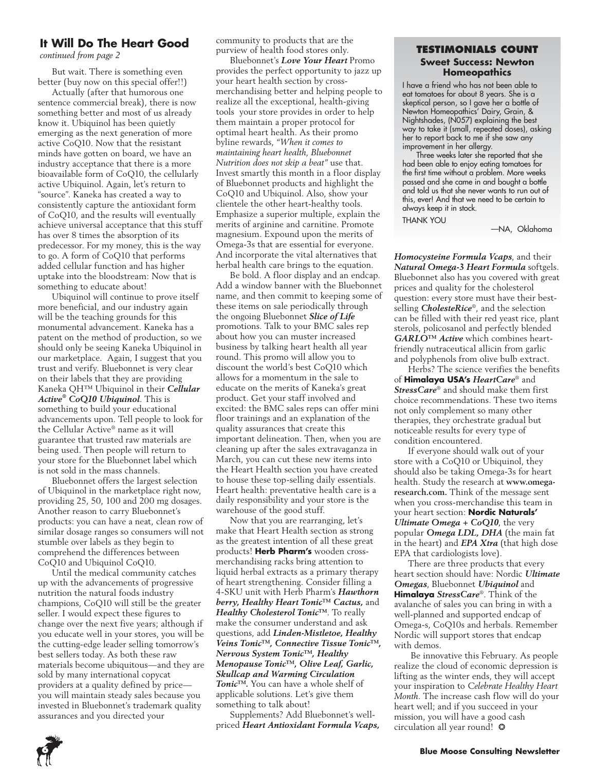## It Will Do The Heart Good

*continued from page 2*

But wait. There is something even better (buy now on this special offer!!)

Actually (after that humorous one sentence commercial break), there is now something better and most of us already know it. Ubiquinol has been quietly emerging as the next generation of more active CoQ10. Now that the resistant minds have gotten on board, we have an industry acceptance that there is a more bioavailable form of CoQ10, the cellularly active Ubiquinol. Again, let's return to "source". Kaneka has created a way to consistently capture the antioxidant form of CoQ10, and the results will eventually achieve universal acceptance that this stuff has over 8 times the absorption of its predecessor. For my money, this is the way to go. A form of CoQ10 that performs added cellular function and has higher uptake into the bloodstream: Now that is something to educate about!

Ubiquinol will continue to prove itself more beneficial, and our industry again will be the teaching grounds for this monumental advancement. Kaneka has a patent on the method of production, so we should only be seeing Kaneka Ubiquinol in our marketplace. Again, I suggest that you trust and verify. Bluebonnet is very clear on their labels that they are providing Kaneka QH™ Ubiquinol in their ***Cellular Active® CoQ10 Ubiquinol***. This is something to build your educational advancements upon. Tell people to look for the Cellular Active® name as it will guarantee that trusted raw materials are being used. Then people will return to your store for the Bluebonnet label which is not sold in the mass channels.

Bluebonnet offers the largest selection of Ubiquinol in the marketplace right now, providing 25, 50, 100 and 200 mg dosages. Another reason to carry Bluebonnet's products: you can have a neat, clean row of similar dosage ranges so consumers will not stumble over labels as they begin to comprehend the differences between CoQ10 and Ubiquinol CoQ10.

Until the medical community catches up with the advancements of progressive nutrition the natural foods industry champions, CoQ10 will still be the greater seller. I would expect these figures to change over the next five years; although if you educate well in your stores, you will be the cutting-edge leader selling tomorrow's best sellers today. As both these raw materials become ubiquitous—and they are sold by many international copycat providers at a quality defined by price—you will maintain steady sales because you invested in Bluebonnet's trademark quality assurances and you directed your community to products that are the purview of health food stores only.

Bluebonnet's ***Love Your Heart*** Promo provides the perfect opportunity to jazz up your heart health section by cross-merchandising better and helping people to realize all the exceptional, health-giving tools your store provides in order to help them maintain a proper protocol for optimal heart health. As their promo byline rewards, *"When it comes to maintaining heart health, Bluebonnet Nutrition does not skip a beat"* use that. Invest smartly this month in a floor display of Bluebonnet products and highlight the CoQ10 and Ubiquinol. Also, show your clientele the other heart-healthy tools. Emphasize a superior multiple, explain the merits of arginine and carnitine. Promote magnesium. Expound upon the merits of Omega-3s that are essential for everyone. And incorporate the vital alternatives that herbal health care brings to the equation.

Be bold. A floor display and an endcap. Add a window banner with the Bluebonnet name, and then commit to keeping some of these items on sale periodically through the ongoing Bluebonnet ***Slice of Life*** promotions. Talk to your BMC sales rep about how you can muster increased business by talking heart health all year round. This promo will allow you to discount the world's best CoQ10 which allows for a momentum in the sale to educate on the merits of Kaneka's great product. Get your staff involved and excited: the BMC sales reps can offer mini floor trainings and an explanation of the quality assurances that create this important delineation. Then, when you are cleaning up after the sales extravaganza in March, you can cut these new items into the Heart Health section you have created to house these top-selling daily essentials. Heart health: preventative health care is a daily responsibility and your store is the warehouse of the good stuff.

Now that you are rearranging, let's make that Heart Health section as strong as the greatest intention of all these great products! **Herb Pharm's** wooden cross-merchandising racks bring attention to liquid herbal extracts as a primary therapy of heart strengthening. Consider filling a 4-SKU unit with Herb Pharm's ***Hawthorn berry, Healthy Heart Tonic™ Cactus,*** and ***Healthy Cholesterol Tonic™***. To really make the consumer understand and ask questions, add ***Linden-Mistletoe, Healthy Veins Tonic™, Connective Tissue Tonic™, Nervous System Tonic™, Healthy Menopause Tonic™, Olive Leaf, Garlic, Skullcap and Warming Circulation Tonic™.*** You can have a whole shelf of applicable solutions. Let's give them something to talk about!

Supplements? Add Bluebonnet's well-priced ***Heart Antioxidant Formula Vcaps, Homocysteine Formula Vcaps***, and their ***Natural Omega-3 Heart Formula*** softgels. Bluebonnet also has you covered with great prices and quality for the cholesterol question: every store must have their best-selling ***CholesteRice®***, and the selection can be filled with their red yeast rice, plant sterols, policosanol and perfectly blended ***GARLO™ Active*** which combines heart-friendly nutraceutical allicin from garlic and polyphenols from olive bulb extract.

Herbs? The science verifies the benefits of **Himalaya USA's** ***HeartCare®*** and ***StressCare®*** and should make them first choice recommendations. These two items not only complement so many other therapies, they orchestrate gradual but noticeable results for every type of condition encountered.

If everyone should walk out of your store with a CoQ10 or Ubiquinol, they should also be taking Omega-3s for heart health. Study the research at **www.omega-research.com.** Think of the message sent when you cross-merchandise this team in your heart section: **Nordic Naturals'** ***Ultimate Omega + CoQ10***, the very popular ***Omega LDL, DHA*** (the main fat in the heart) and ***EPA Xtra*** (that high dose EPA that cardiologists love).

There are three products that every heart section should have: Nordic ***Ultimate Omegas***, Bluebonnet ***Ubiquinol*** and **Himalaya** ***StressCare®***. Think of the avalanche of sales you can bring in with a well-planned and supported endcap of Omega-s, CoQ10s and herbals. Remember Nordic will support stores that endcap with demos.

Be innovative this February. As people realize the cloud of economic depression is lifting as the winter ends, they will accept your inspiration to *Celebrate Healthy Heart Month*. The increase cash flow will do your heart well; and if you succeed in your mission, you will have a good cash circulation all year round! ✪

### TESTIMONIALS COUNT

**Sweet Success: Newton Homeopathics**

I have a friend who has not been able to eat tomatoes for about 8 years. She is a skeptical person, so I gave her a bottle of Newton Homeopathics' Dairy, Grain, & Nightshades, (N057) explaining the best way to take it (small, repeated doses), asking her to report back to me if she saw any improvement in her allergy.

Three weeks later she reported that she had been able to enjoy eating tomatoes for the first time without a problem. More weeks passed and she came in and bought a bottle and told us that she never wants to run out of this, ever! And that we need to be certain to always keep it in stock.

THANK YOU

—NA, Oklahoma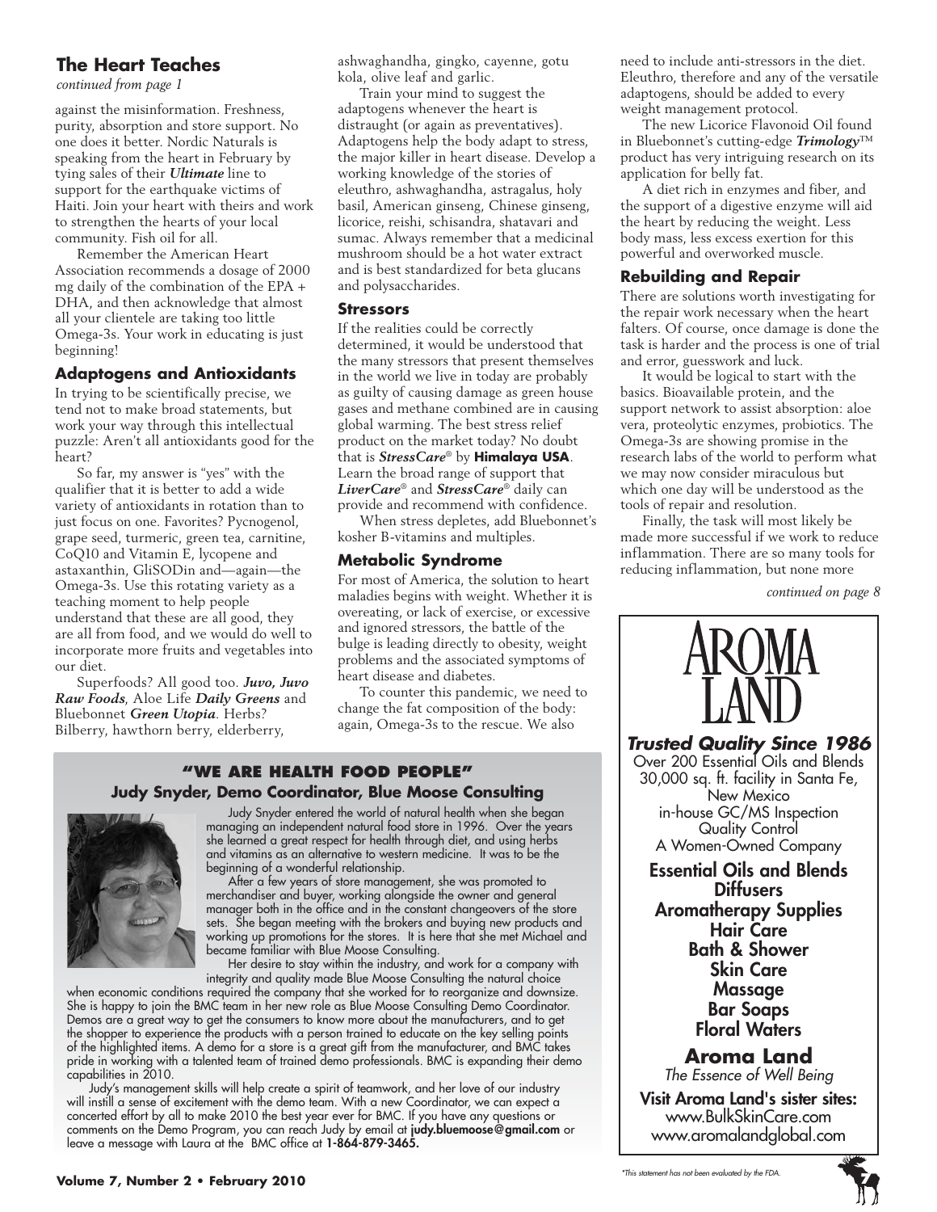## The Heart Teaches

*continued from page 1*

against the misinformation. Freshness, purity, absorption and store support. No one does it better. Nordic Naturals is speaking from the heart in February by tying sales of their ***Ultimate*** line to support for the earthquake victims of Haiti. Join your heart with theirs and work to strengthen the hearts of your local community. Fish oil for all.

Remember the American Heart Association recommends a dosage of 2000 mg daily of the combination of the EPA + DHA, and then acknowledge that almost all your clientele are taking too little Omega-3s. Your work in educating is just beginning!

### Adaptogens and Antioxidants

In trying to be scientifically precise, we tend not to make broad statements, but work your way through this intellectual puzzle: Aren't all antioxidants good for the heart?

So far, my answer is "yes" with the qualifier that it is better to add a wide variety of antioxidants in rotation than to just focus on one. Favorites? Pycnogenol, grape seed, turmeric, green tea, carnitine, CoQ10 and Vitamin E, lycopene and astaxanthin, GliSODin and—again—the Omega-3s. Use this rotating variety as a teaching moment to help people understand that these are all good, they are all from food, and we would do well to incorporate more fruits and vegetables into our diet.

Superfoods? All good too. ***Juvo, Juvo Raw Foods***, Aloe Life ***Daily Greens*** and Bluebonnet ***Green Utopia***. Herbs? Bilberry, hawthorn berry, elderberry, ashwaghandha, gingko, cayenne, gotu kola, olive leaf and garlic.

Train your mind to suggest the adaptogens whenever the heart is distraught (or again as preventatives). Adaptogens help the body adapt to stress, the major killer in heart disease. Develop a working knowledge of the stories of eleuthro, ashwaghandha, astragalus, holy basil, American ginseng, Chinese ginseng, licorice, reishi, schisandra, shatavari and sumac. Always remember that a medicinal mushroom should be a hot water extract and is best standardized for beta glucans and polysaccharides.

### Stressors

If the realities could be correctly determined, it would be understood that the many stressors that present themselves in the world we live in today are probably as guilty of causing damage as green house gases and methane combined are in causing global warming. The best stress relief product on the market today? No doubt that is ***StressCare***® by **Himalaya USA**. Learn the broad range of support that ***LiverCare***® and ***StressCare***® daily can provide and recommend with confidence.

When stress depletes, add Bluebonnet's kosher B-vitamins and multiples.

### Metabolic Syndrome

For most of America, the solution to heart maladies begins with weight. Whether it is overeating, or lack of exercise, or excessive and ignored stressors, the battle of the bulge is leading directly to obesity, weight problems and the associated symptoms of heart disease and diabetes.

To counter this pandemic, we need to change the fat composition of the body: again, Omega-3s to the rescue. We also need to include anti-stressors in the diet. Eleuthro, therefore and any of the versatile adaptogens, should be added to every weight management protocol.

The new Licorice Flavonoid Oil found in Bluebonnet's cutting-edge ***Trimology***™ product has very intriguing research on its application for belly fat.

A diet rich in enzymes and fiber, and the support of a digestive enzyme will aid the heart by reducing the weight. Less body mass, less excess exertion for this powerful and overworked muscle.

### Rebuilding and Repair

There are solutions worth investigating for the repair work necessary when the heart falters. Of course, once damage is done the task is harder and the process is one of trial and error, guesswork and luck.

It would be logical to start with the basics. Bioavailable protein, and the support network to assist absorption: aloe vera, proteolytic enzymes, probiotics. The Omega-3s are showing promise in the research labs of the world to perform what we may now consider miraculous but which one day will be understood as the tools of repair and resolution.

Finally, the task will most likely be made more successful if we work to reduce inflammation. There are so many tools for reducing inflammation, but none more

*continued on page 8*

## "WE ARE HEALTH FOOD PEOPLE"

### Judy Snyder, Demo Coordinator, Blue Moose Consulting

Judy Snyder entered the world of natural health when she began managing an independent natural food store in 1996. Over the years she learned a great respect for health through diet, and using herbs and vitamins as an alternative to western medicine. It was to be the beginning of a wonderful relationship.

After a few years of store management, she was promoted to merchandiser and buyer, working alongside the owner and general manager both in the office and in the constant changeovers of the store sets. She began meeting with the brokers and buying new products and working up promotions for the stores. It is here that she met Michael and became familiar with Blue Moose Consulting.

Her desire to stay within the industry, and work for a company with integrity and quality made Blue Moose Consulting the natural choice when economic conditions required the company that she worked for to reorganize and downsize. She is happy to join the BMC team in her new role as Blue Moose Consulting Demo Coordinator. Demos are a great way to get the consumers to know more about the manufacturers, and to get the shopper to experience the products with a person trained to educate on the key selling points of the highlighted items. A demo for a store is a great gift from the manufacturer, and BMC takes pride in working with a talented team of trained demo professionals. BMC is expanding their demo capabilities in 2010.

Judy's management skills will help create a spirit of teamwork, and her love of our industry will instill a sense of excitement with the demo team. With a new Coordinator, we can expect a concerted effort by all to make 2010 the best year ever for BMC. If you have any questions or comments on the Demo Program, you can reach Judy by email at **judy.bluemoose@gmail.com** or leave a message with Laura at the BMC office at **1-864-879-3465.**

# AROMA LAND

***Trusted Quality Since 1986***

Over 200 Essential Oils and Blends
30,000 sq. ft. facility in Santa Fe, New Mexico
in-house GC/MS Inspection
Quality Control
A Women-Owned Company

**Essential Oils and Blends**
**Diffusers**
**Aromatherapy Supplies**
**Hair Care**
**Bath & Shower**
**Skin Care**
**Massage**
**Bar Soaps**
**Floral Waters**

**Aroma Land**
*The Essence of Well Being*

**Visit Aroma Land's sister sites:**
www.BulkSkinCare.com
www.aromalandglobal.com

*This statement has not been evaluated by the FDA.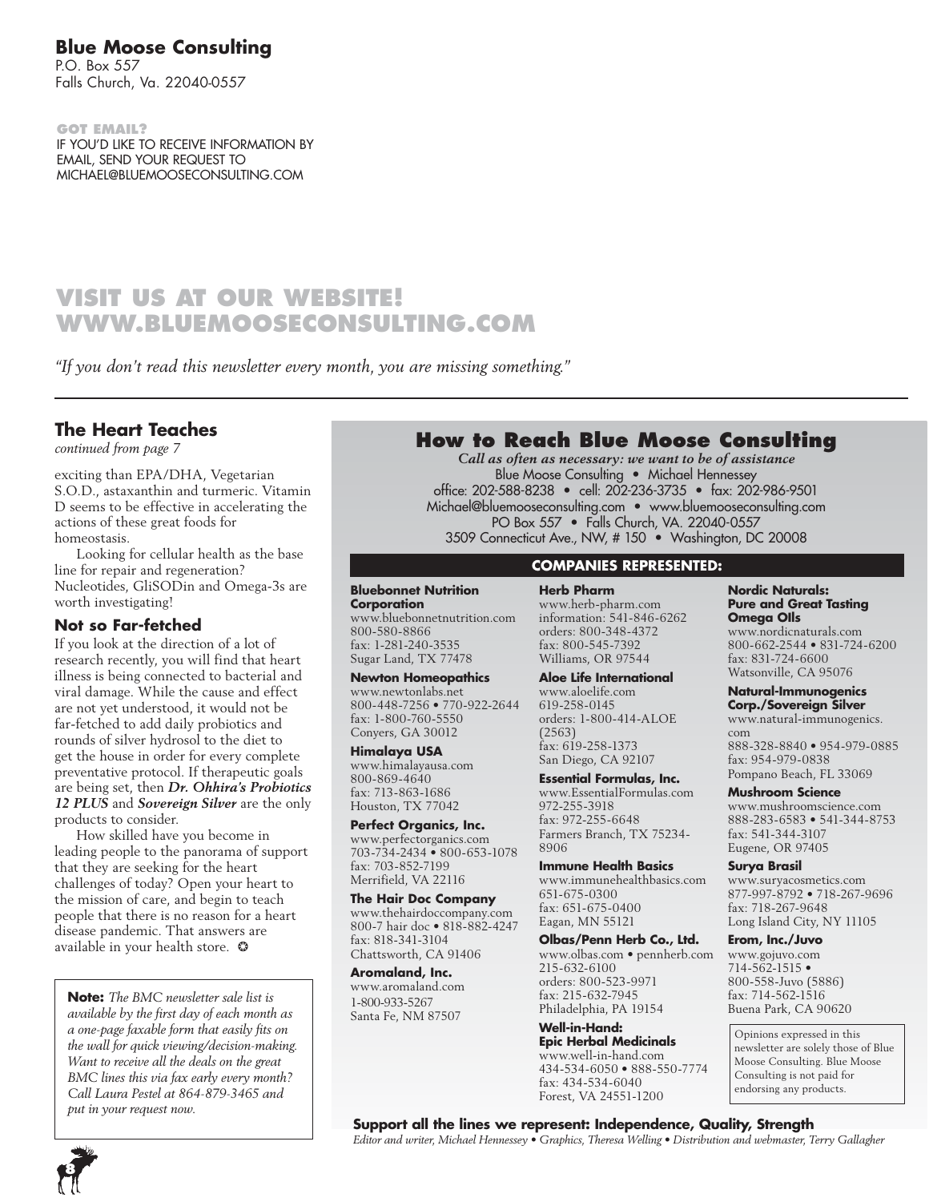**Blue Moose Consulting**
P.O. Box 557
Falls Church, Va. 22040-0557

**GOT EMAIL?**
IF YOU'D LIKE TO RECEIVE INFORMATION BY EMAIL, SEND YOUR REQUEST TO MICHAEL@BLUEMOOSECONSULTING.COM

## VISIT US AT OUR WEBSITE! WWW.BLUEMOOSECONSULTING.COM

*"If you don't read this newsletter every month, you are missing something."*

---

## The Heart Teaches

*continued from page 7*

exciting than EPA/DHA, Vegetarian S.O.D., astaxanthin and turmeric. Vitamin D seems to be effective in accelerating the actions of these great foods for homeostasis.

Looking for cellular health as the base line for repair and regeneration? Nucleotides, GliSODin and Omega-3s are worth investigating!

### Not so Far-fetched

If you look at the direction of a lot of research recently, you will find that heart illness is being connected to bacterial and viral damage. While the cause and effect are not yet understood, it would not be far-fetched to add daily probiotics and rounds of silver hydrosol to the diet to get the house in order for every complete preventative protocol. If therapeutic goals are being set, then ***Dr. Ohhira's Probiotics 12 PLUS*** and ***Sovereign Silver*** are the only products to consider.

How skilled have you become in leading people to the panorama of support that they are seeking for the heart challenges of today? Open your heart to the mission of care, and begin to teach people that there is no reason for a heart disease pandemic. That answers are available in your health store. ✪

**Note:** *The BMC newsletter sale list is available by the first day of each month as a one-page faxable form that easily fits on the wall for quick viewing/decision-making. Want to receive all the deals on the great BMC lines this via fax early every month? Call Laura Pestel at 864-879-3465 and put in your request now.*

## How to Reach Blue Moose Consulting

***Call as often as necessary: we want to be of assistance***
Blue Moose Consulting • Michael Hennessey
office: 202-588-8238 • cell: 202-236-3735 • fax: 202-986-9501
Michael@bluemooseconsulting.com • www.bluemooseconsulting.com
PO Box 557 • Falls Church, VA. 22040-0557
3509 Connecticut Ave., NW, # 150 • Washington, DC 20008

### COMPANIES REPRESENTED:

**Bluebonnet Nutrition Corporation**
www.bluebonnetnutrition.com
800-580-8866
fax: 1-281-240-3535
Sugar Land, TX 77478

**Newton Homeopathics**
www.newtonlabs.net
800-448-7256 • 770-922-2644
fax: 1-800-760-5550
Conyers, GA 30012

**Himalaya USA**
www.himalayausa.com
800-869-4640
fax: 713-863-1686
Houston, TX 77042

**Perfect Organics, Inc.**
www.perfectorganics.com
703-734-2434 • 800-653-1078
fax: 703-852-7199
Merrifield, VA 22116

**The Hair Doc Company**
www.thehairdoccompany.com
800-7 hair doc • 818-882-4247
fax: 818-341-3104
Chattsworth, CA 91406

**Aromaland, Inc.**
www.aromaland.com
1-800-933-5267
Santa Fe, NM 87507

**Herb Pharm**
www.herb-pharm.com
information: 541-846-6262
orders: 800-348-4372
fax: 800-545-7392
Williams, OR 97544

**Aloe Life International**
www.aloelife.com
619-258-0145
orders: 1-800-414-ALOE (2563)
fax: 619-258-1373
San Diego, CA 92107

**Essential Formulas, Inc.**
www.EssentialFormulas.com
972-255-3918
fax: 972-255-6648
Farmers Branch, TX 75234-8906

**Immune Health Basics**
www.immunehealthbasics.com
651-675-0300
fax: 651-675-0400
Eagan, MN 55121

**Olbas/Penn Herb Co., Ltd.**
www.olbas.com • pennherb.com
215-632-6100
orders: 800-523-9971
fax: 215-632-7945
Philadelphia, PA 19154

**Well-in-Hand: Epic Herbal Medicinals**
www.well-in-hand.com
434-534-6050 • 888-550-7774
fax: 434-534-6040
Forest, VA 24551-1200

**Nordic Naturals: Pure and Great Tasting Omega OIls**
www.nordicnaturals.com
800-662-2544 • 831-724-6200
fax: 831-724-6600
Watsonville, CA 95076

**Natural-Immunogenics Corp./Sovereign Silver**
www.natural-immunogenics.com
888-328-8840 • 954-979-0885
fax: 954-979-0838
Pompano Beach, FL 33069

**Mushroom Science**
www.mushroomscience.com
888-283-6583 • 541-344-8753
fax: 541-344-3107
Eugene, OR 97405

**Surya Brasil**
www.suryacosmetics.com
877-997-8792 • 718-267-9696
fax: 718-267-9648
Long Island City, NY 11105

**Erom, Inc./Juvo**
www.gojuvo.com
714-562-1515 •
800-558-Juvo (5886)
fax: 714-562-1516
Buena Park, CA 90620

Opinions expressed in this newsletter are solely those of Blue Moose Consulting. Blue Moose Consulting is not paid for endorsing any products.

**Support all the lines we represent: Independence, Quality, Strength**

*Editor and writer, Michael Hennessey • Graphics, Theresa Welling • Distribution and webmaster, Terry Gallagher*